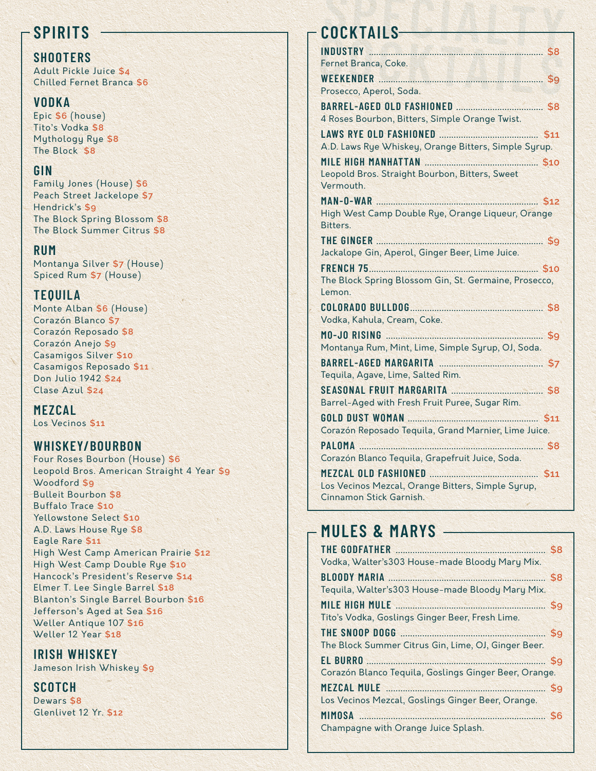# SPIRITS

## SHOOTERS

Adult Pickle Juice $4
Chilled Fernet Branca $6

## VODKA

Epic $6 (house)
Tito's Vodka $8
Mythology Rye $8
The Block $8

## GIN

Family Jones (House) $6
Peach Street Jackelope $7
Hendrick's $9
The Block Spring Blossom $8
The Block Summer Citrus $8

## RUM

Montanya Silver $7 (House)
Spiced Rum $7 (House)

## TEQUILA

Monte Alban $6 (House)
Corazón Blanco $7
Corazón Reposado $8
Corazón Anejo $9
Casamigos Silver $10
Casamigos Reposado $11
Don Julio 1942 $24
Clase Azul $24

## MEZCAL

Los Vecinos $11

## WHISKEY/BOURBON

Four Roses Bourbon (House) $6
Leopold Bros. American Straight 4 Year $9
Woodford $9
Bulleit Bourbon $8
Buffalo Trace $10
Yellowstone Select $10
A.D. Laws House Rye $8
Eagle Rare $11
High West Camp American Prairie $12
High West Camp Double Rye $10
Hancock's President's Reserve $14
Elmer T. Lee Single Barrel $18
Blanton's Single Barrel Bourbon $16
Jefferson's Aged at Sea $16
Weller Antique 107 $16
Weller 12 Year $18

## IRISH WHISKEY

Jameson Irish Whiskey $9

## SCOTCH

Dewars $8
Glenlivet 12 Yr. $12

# COCKTAILS

**INDUSTRY** ........ $8
Fernet Branca, Coke.

**WEEKENDER** ........ $9
Prosecco, Aperol, Soda.

**BARREL-AGED OLD FASHIONED** ........ $8
4 Roses Bourbon, Bitters, Simple Orange Twist.

**LAWS RYE OLD FASHIONED** ........ $11
A.D. Laws Rye Whiskey, Orange Bitters, Simple Syrup.

**MILE HIGH MANHATTAN** ........ $10
Leopold Bros. Straight Bourbon, Bitters, Sweet Vermouth.

**MAN-O-WAR** ........ $12
High West Camp Double Rye, Orange Liqueur, Orange Bitters.

**THE GINGER** ........ $9
Jackalope Gin, Aperol, Ginger Beer, Lime Juice.

**FRENCH 75** ........ $10
The Block Spring Blossom Gin, St. Germaine, Prosecco, Lemon.

**COLORADO BULLDOG** ........ $8
Vodka, Kahula, Cream, Coke.

**MO-JO RISING** ........ $9
Montanya Rum, Mint, Lime, Simple Syrup, OJ, Soda.

**BARREL-AGED MARGARITA** ........ $7
Tequila, Agave, Lime, Salted Rim.

**SEASONAL FRUIT MARGARITA** ........ $8
Barrel-Aged with Fresh Fruit Puree, Sugar Rim.

**GOLD DUST WOMAN** ........ $11
Corazón Reposado Tequila, Grand Marnier, Lime Juice.

**PALOMA** ........ $8
Corazón Blanco Tequila, Grapefruit Juice, Soda.

**MEZCAL OLD FASHIONED** ........ $11
Los Vecinos Mezcal, Orange Bitters, Simple Syrup, Cinnamon Stick Garnish.

# MULES & MARYS

**THE GODFATHER** ........ $8
Vodka, Walter's303 House-made Bloody Mary Mix.

**BLOODY MARIA** ........ $8
Tequila, Walter's303 House-made Bloody Mary Mix.

**MILE HIGH MULE** ........ $9
Tito's Vodka, Goslings Ginger Beer, Fresh Lime.

**THE SNOOP DOGG** ........ $9
The Block Summer Citrus Gin, Lime, OJ, Ginger Beer.

**EL BURRO** ........ $9
Corazón Blanco Tequila, Goslings Ginger Beer, Orange.

**MEZCAL MULE** ........ $9
Los Vecinos Mezcal, Goslings Ginger Beer, Orange.

**MIMOSA** ........ $6
Champagne with Orange Juice Splash.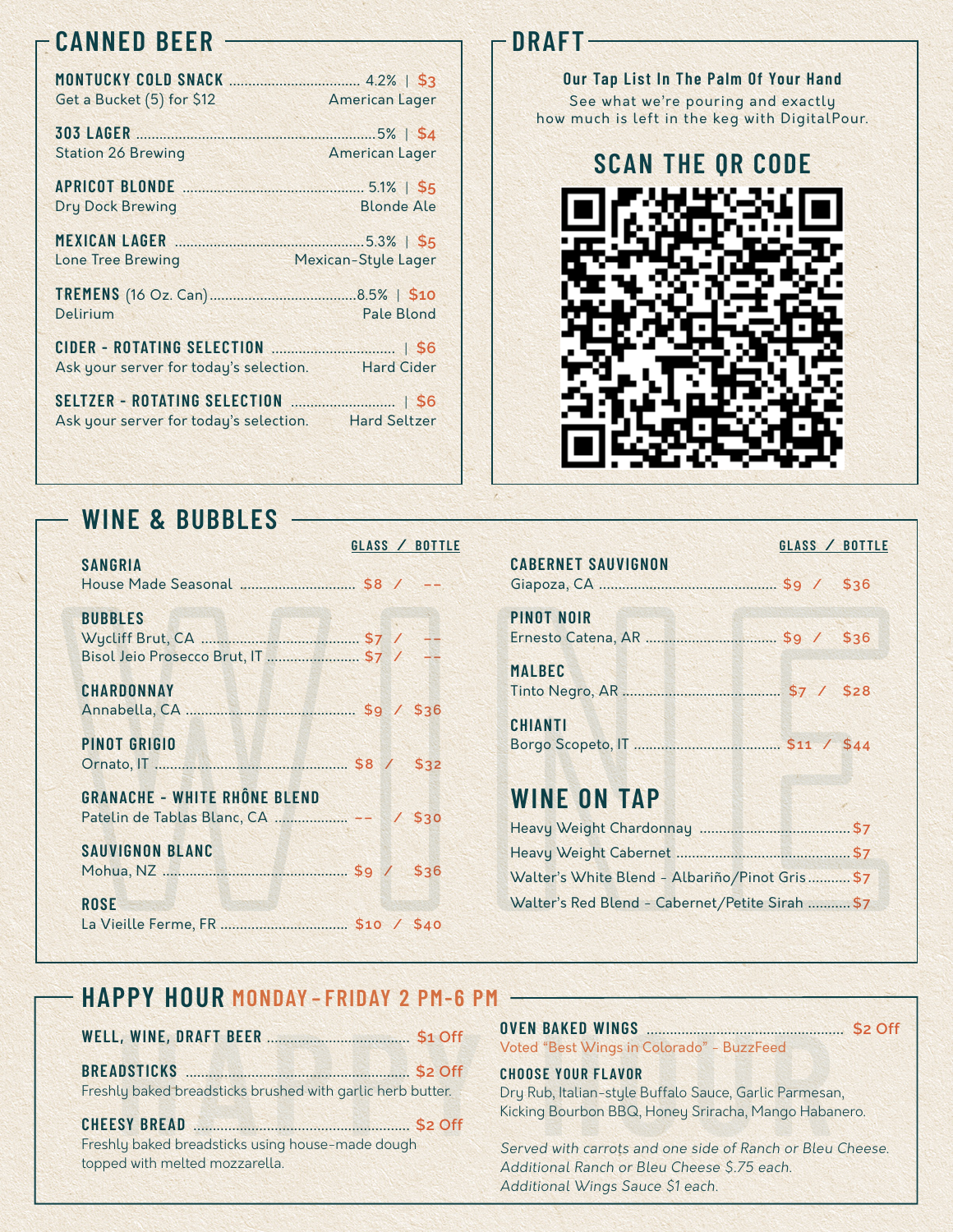## CANNED BEER

**MONTUCKY COLD SNACK** ... 4.2% | $3
Get a Bucket (5) for $12 — American Lager

**303 LAGER** ... 5% | $4
Station 26 Brewing — American Lager

**APRICOT BLONDE** ... 5.1% | $5
Dry Dock Brewing — Blonde Ale

**MEXICAN LAGER** ... 5.3% | $5
Lone Tree Brewing — Mexican-Style Lager

**TREMENS** (16 Oz. Can) ... 8.5% | $10
Delirium — Pale Blond

**CIDER - ROTATING SELECTION** ... | $6
Ask your server for today's selection. — Hard Cider

**SELTZER - ROTATING SELECTION** ... | $6
Ask your server for today's selection. — Hard Seltzer

## DRAFT

**Our Tap List In The Palm Of Your Hand**

See what we're pouring and exactly how much is left in the keg with DigitalPour.

**SCAN THE QR CODE**

## WINE & BUBBLES

| | Glass / Bottle |
|---|---|
| **SANGRIA** | |
| House Made Seasonal | $8 / -- |
| **BUBBLES** | |
| Wycliff Brut, CA | $7 / -- |
| Bisol Jeio Prosecco Brut, IT | $7 / -- |
| **CHARDONNAY** | |
| Annabella, CA | $9 / $36 |
| **PINOT GRIGIO** | |
| Ornato, IT | $8 / $32 |
| **GRANACHE - WHITE RHÔNE BLEND** | |
| Patelin de Tablas Blanc, CA | -- / $30 |
| **SAUVIGNON BLANC** | |
| Mohua, NZ | $9 / $36 |
| **ROSE** | |
| La Vieille Ferme, FR | $10 / $40 |
| **CABERNET SAUVIGNON** | |
| Giapoza, CA | $9 / $36 |
| **PINOT NOIR** | |
| Ernesto Catena, AR | $9 / $36 |
| **MALBEC** | |
| Tinto Negro, AR | $7 / $28 |
| **CHIANTI** | |
| Borgo Scopeto, IT | $11 / $44 |

### WINE ON TAP

- Heavy Weight Chardonnay ... $7
- Heavy Weight Cabernet ... $7
- Walter's White Blend - Albariño/Pinot Gris ... $7
- Walter's Red Blend - Cabernet/Petite Sirah ... $7

## HAPPY HOUR MONDAY-FRIDAY 2 PM-6 PM

**WELL, WINE, DRAFT BEER** ... $1 Off

**BREADSTICKS** ... $2 Off
Freshly baked breadsticks brushed with garlic herb butter.

**CHEESY BREAD** ... $2 Off
Freshly baked breadsticks using house-made dough topped with melted mozzarella.

**OVEN BAKED WINGS** ... $2 Off
Voted "Best Wings in Colorado" - BuzzFeed

**CHOOSE YOUR FLAVOR**
Dry Rub, Italian-style Buffalo Sauce, Garlic Parmesan, Kicking Bourbon BBQ, Honey Sriracha, Mango Habanero.

*Served with carrots and one side of Ranch or Bleu Cheese.*
*Additional Ranch or Bleu Cheese $.75 each.*
*Additional Wings Sauce $1 each.*